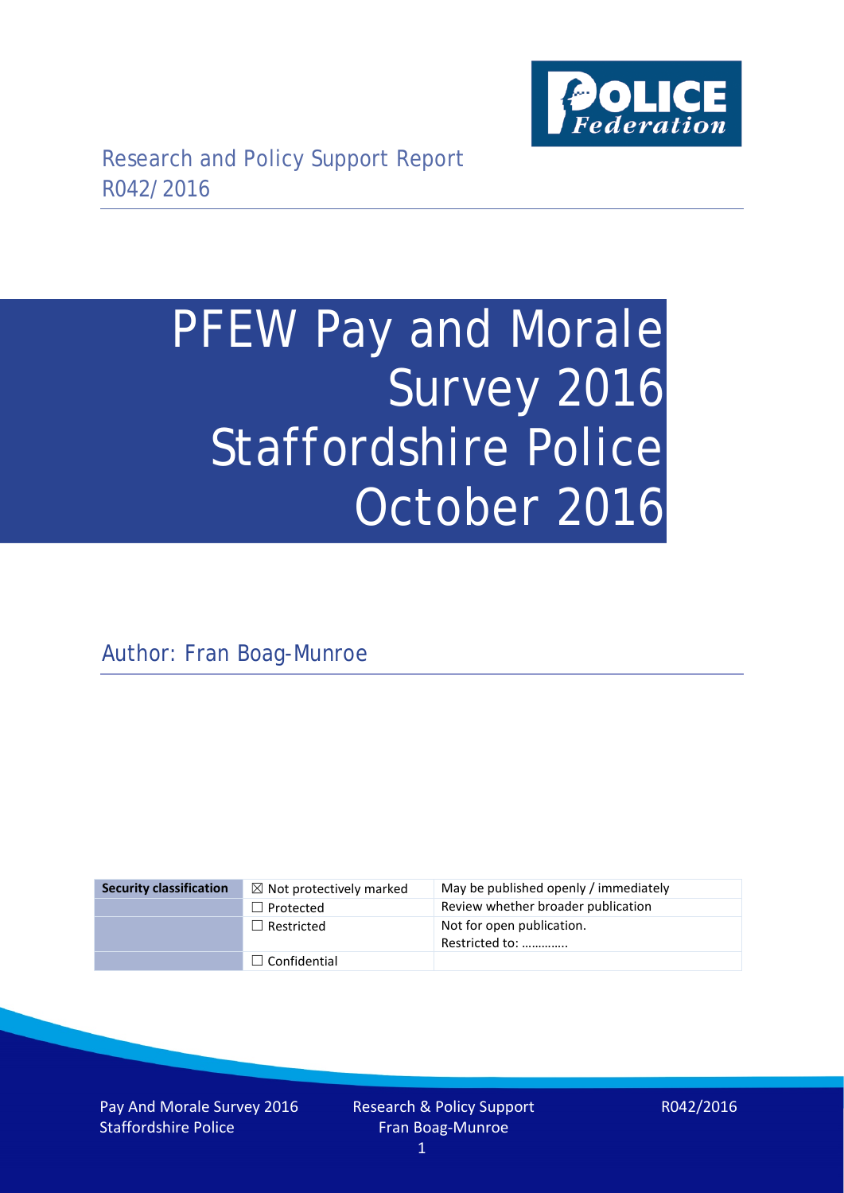Research and Policy Support Report
R042/2016

# PFEW Pay and Morale Survey 2016 Staffordshire Police October 2016

Author: Fran Boag-Munroe

| Security classification | ☒ Not protectively marked | May be published openly / immediately |
| --- | --- | --- |
| | ☐ Protected | Review whether broader publication |
| | ☐ Restricted | Not for open publication. Restricted to: ………….. |
| | ☐ Confidential | |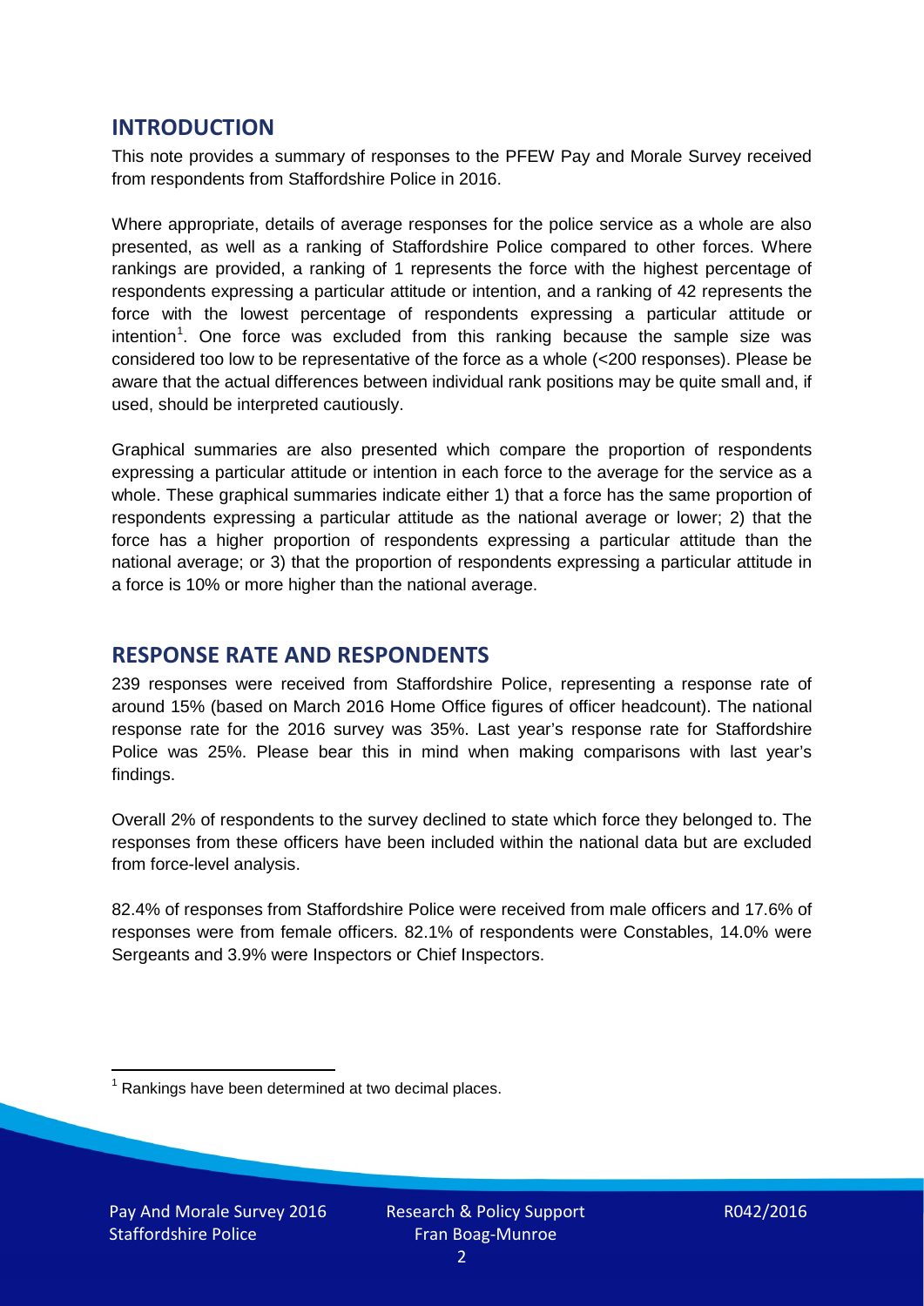## INTRODUCTION

This note provides a summary of responses to the PFEW Pay and Morale Survey received from respondents from Staffordshire Police in 2016.

Where appropriate, details of average responses for the police service as a whole are also presented, as well as a ranking of Staffordshire Police compared to other forces. Where rankings are provided, a ranking of 1 represents the force with the highest percentage of respondents expressing a particular attitude or intention, and a ranking of 42 represents the force with the lowest percentage of respondents expressing a particular attitude or intention[1]. One force was excluded from this ranking because the sample size was considered too low to be representative of the force as a whole (<200 responses). Please be aware that the actual differences between individual rank positions may be quite small and, if used, should be interpreted cautiously.

Graphical summaries are also presented which compare the proportion of respondents expressing a particular attitude or intention in each force to the average for the service as a whole. These graphical summaries indicate either 1) that a force has the same proportion of respondents expressing a particular attitude as the national average or lower; 2) that the force has a higher proportion of respondents expressing a particular attitude than the national average; or 3) that the proportion of respondents expressing a particular attitude in a force is 10% or more higher than the national average.

## RESPONSE RATE AND RESPONDENTS

239 responses were received from Staffordshire Police, representing a response rate of around 15% (based on March 2016 Home Office figures of officer headcount). The national response rate for the 2016 survey was 35%. Last year's response rate for Staffordshire Police was 25%. Please bear this in mind when making comparisons with last year's findings.

Overall 2% of respondents to the survey declined to state which force they belonged to. The responses from these officers have been included within the national data but are excluded from force-level analysis.

82.4% of responses from Staffordshire Police were received from male officers and 17.6% of responses were from female officers. 82.1% of respondents were Constables, 14.0% were Sergeants and 3.9% were Inspectors or Chief Inspectors.

[1] Rankings have been determined at two decimal places.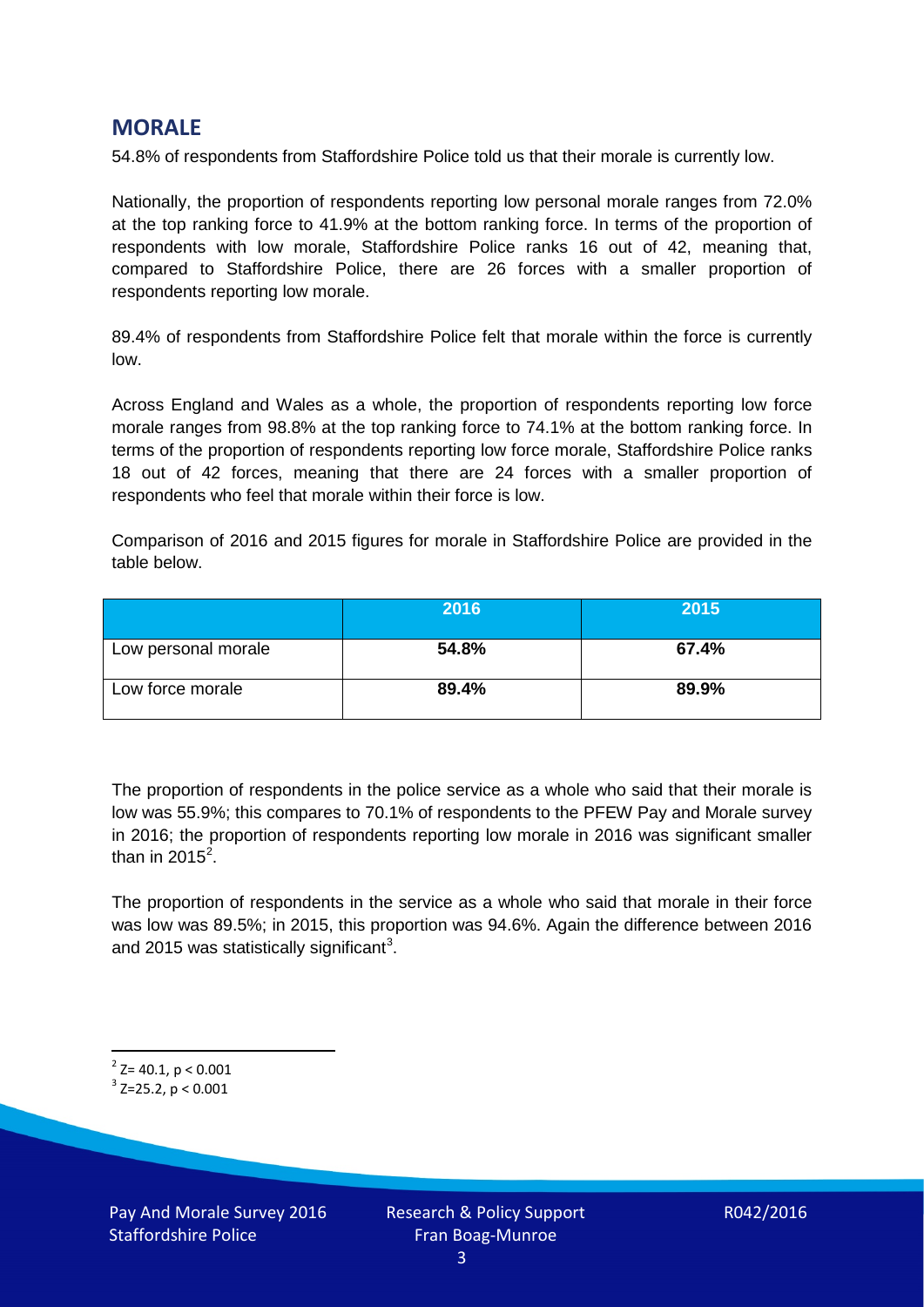## MORALE

54.8% of respondents from Staffordshire Police told us that their morale is currently low.

Nationally, the proportion of respondents reporting low personal morale ranges from 72.0% at the top ranking force to 41.9% at the bottom ranking force. In terms of the proportion of respondents with low morale, Staffordshire Police ranks 16 out of 42, meaning that, compared to Staffordshire Police, there are 26 forces with a smaller proportion of respondents reporting low morale.

89.4% of respondents from Staffordshire Police felt that morale within the force is currently low.

Across England and Wales as a whole, the proportion of respondents reporting low force morale ranges from 98.8% at the top ranking force to 74.1% at the bottom ranking force. In terms of the proportion of respondents reporting low force morale, Staffordshire Police ranks 18 out of 42 forces, meaning that there are 24 forces with a smaller proportion of respondents who feel that morale within their force is low.

Comparison of 2016 and 2015 figures for morale in Staffordshire Police are provided in the table below.

| | 2016 | 2015 |
|---|---|---|
| Low personal morale | **54.8%** | **67.4%** |
| Low force morale | **89.4%** | **89.9%** |

The proportion of respondents in the police service as a whole who said that their morale is low was 55.9%; this compares to 70.1% of respondents to the PFEW Pay and Morale survey in 2016; the proportion of respondents reporting low morale in 2016 was significant smaller than in 2015[2].

The proportion of respondents in the service as a whole who said that morale in their force was low was 89.5%; in 2015, this proportion was 94.6%. Again the difference between 2016 and 2015 was statistically significant[3].

[2] $Z = 40.1$, $p < 0.001$

[3] $Z = 25.2$, $p < 0.001$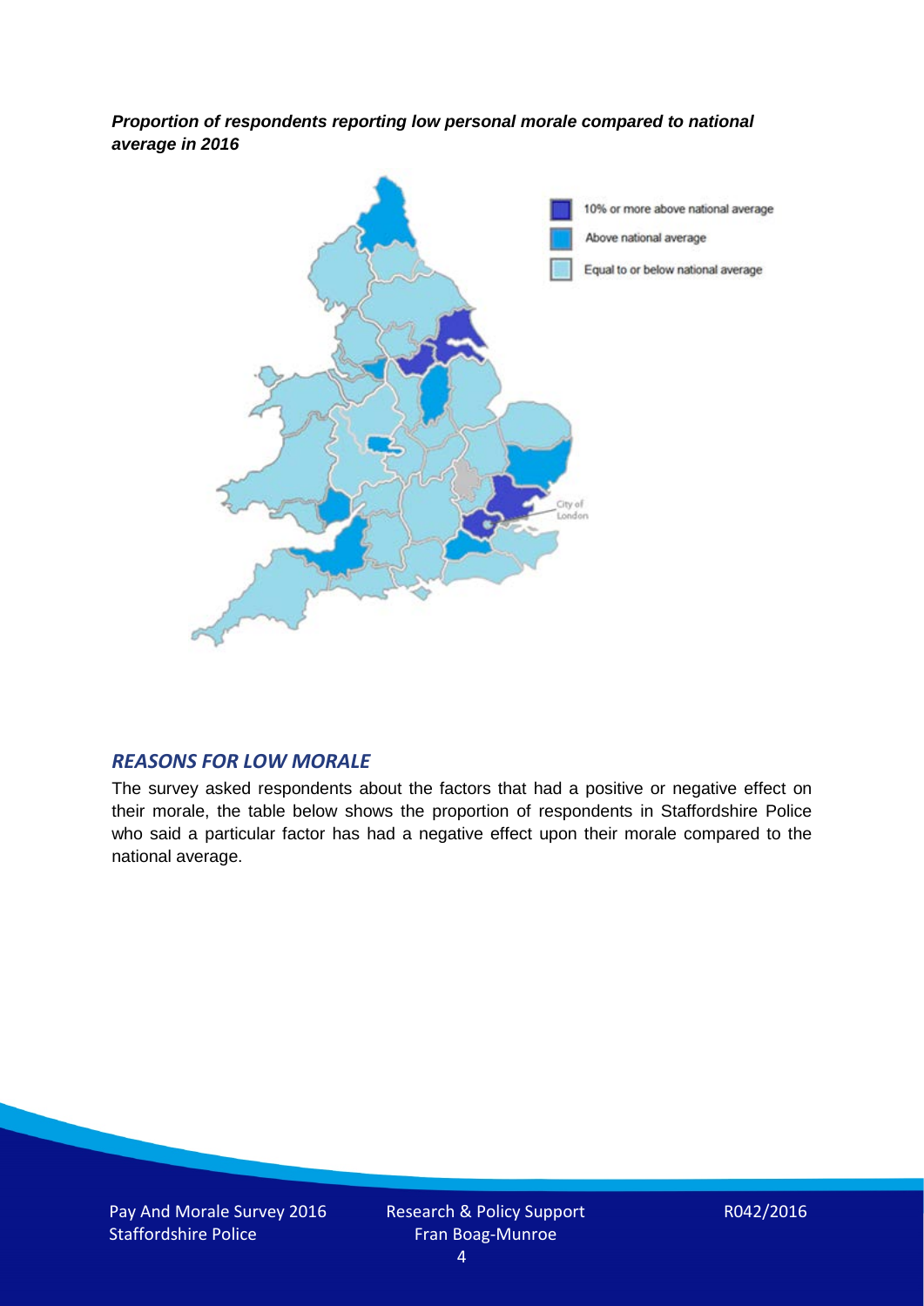***Proportion of respondents reporting low personal morale compared to national average in 2016***

## *REASONS FOR LOW MORALE*

The survey asked respondents about the factors that had a positive or negative effect on their morale, the table below shows the proportion of respondents in Staffordshire Police who said a particular factor has had a negative effect upon their morale compared to the national average.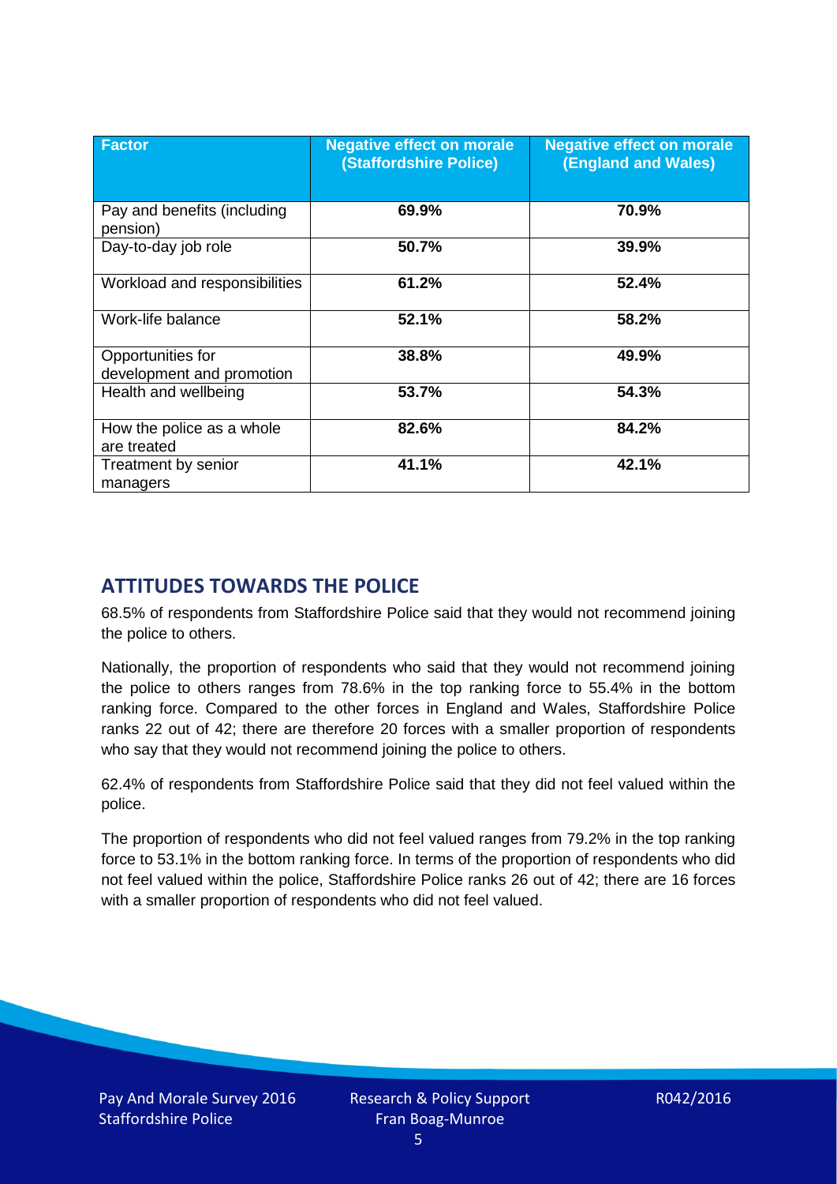| Factor | Negative effect on morale (Staffordshire Police) | Negative effect on morale (England and Wales) |
| --- | --- | --- |
| Pay and benefits (including pension) | **69.9%** | **70.9%** |
| Day-to-day job role | **50.7%** | **39.9%** |
| Workload and responsibilities | **61.2%** | **52.4%** |
| Work-life balance | **52.1%** | **58.2%** |
| Opportunities for development and promotion | **38.8%** | **49.9%** |
| Health and wellbeing | **53.7%** | **54.3%** |
| How the police as a whole are treated | **82.6%** | **84.2%** |
| Treatment by senior managers | **41.1%** | **42.1%** |

## ATTITUDES TOWARDS THE POLICE

68.5% of respondents from Staffordshire Police said that they would not recommend joining the police to others.

Nationally, the proportion of respondents who said that they would not recommend joining the police to others ranges from 78.6% in the top ranking force to 55.4% in the bottom ranking force. Compared to the other forces in England and Wales, Staffordshire Police ranks 22 out of 42; there are therefore 20 forces with a smaller proportion of respondents who say that they would not recommend joining the police to others.

62.4% of respondents from Staffordshire Police said that they did not feel valued within the police.

The proportion of respondents who did not feel valued ranges from 79.2% in the top ranking force to 53.1% in the bottom ranking force. In terms of the proportion of respondents who did not feel valued within the police, Staffordshire Police ranks 26 out of 42; there are 16 forces with a smaller proportion of respondents who did not feel valued.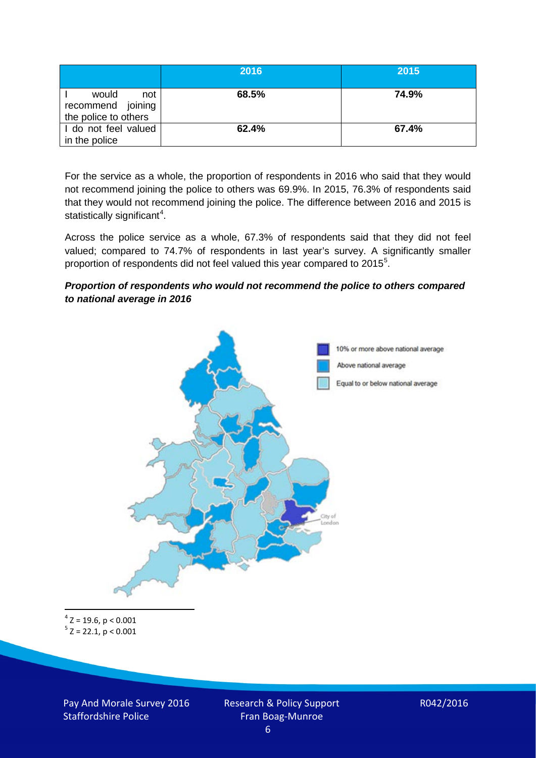| | 2016 | 2015 |
|---|---|---|
| I would not recommend joining the police to others | 68.5% | 74.9% |
| I do not feel valued in the police | 62.4% | 67.4% |

For the service as a whole, the proportion of respondents in 2016 who said that they would not recommend joining the police to others was 69.9%. In 2015, 76.3% of respondents said that they would not recommend joining the police. The difference between 2016 and 2015 is statistically significant[4].

Across the police service as a whole, 67.3% of respondents said that they did not feel valued; compared to 74.7% of respondents in last year's survey. A significantly smaller proportion of respondents did not feel valued this year compared to 2015[5].

***Proportion of respondents who would not recommend the police to others compared to national average in 2016***

10% or more above national average

Above national average

Equal to or below national average

City of London

[4] $Z = 19.6$, $p < 0.001$

[5] $Z = 22.1$, $p < 0.001$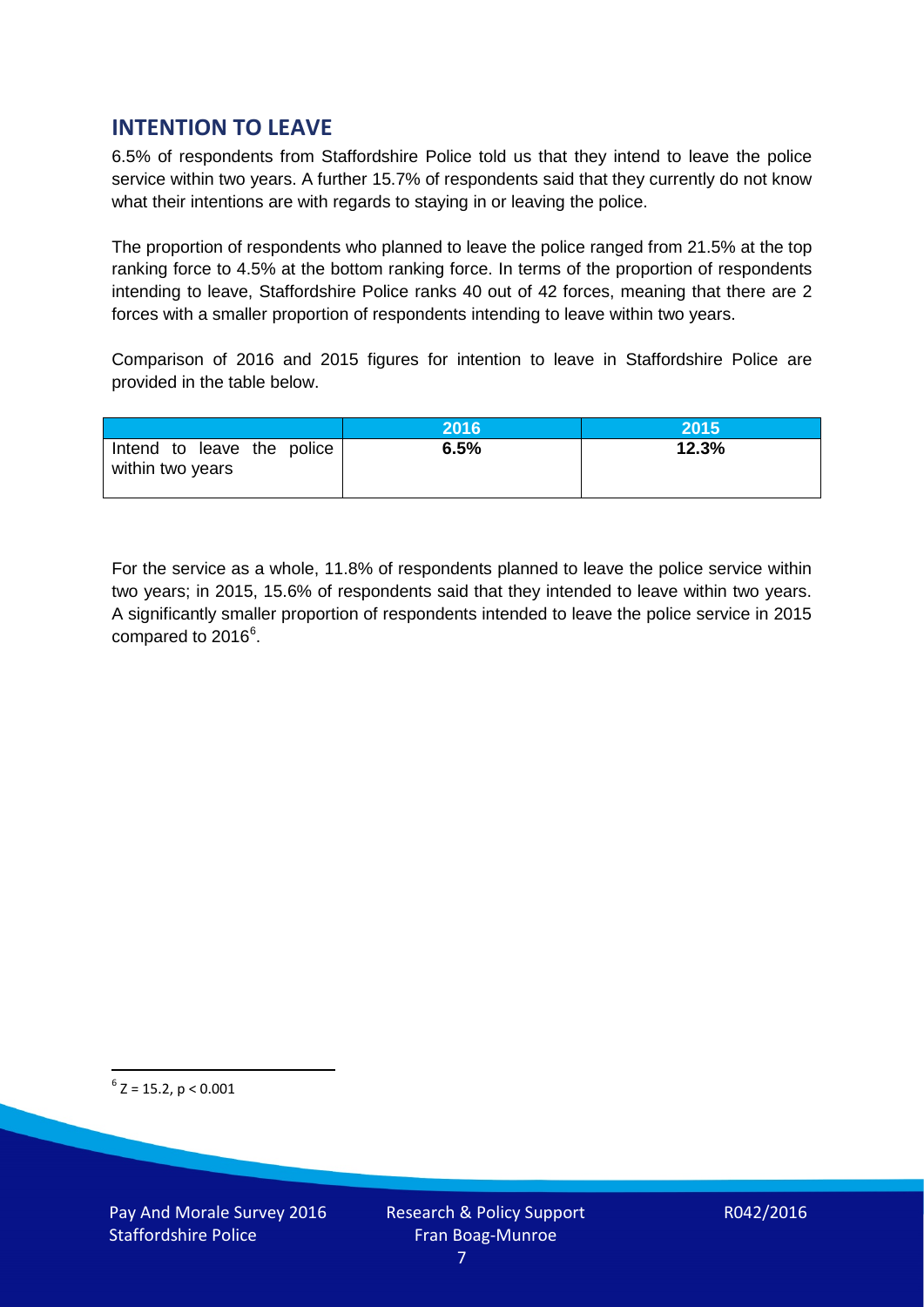## INTENTION TO LEAVE

6.5% of respondents from Staffordshire Police told us that they intend to leave the police service within two years. A further 15.7% of respondents said that they currently do not know what their intentions are with regards to staying in or leaving the police.

The proportion of respondents who planned to leave the police ranged from 21.5% at the top ranking force to 4.5% at the bottom ranking force. In terms of the proportion of respondents intending to leave, Staffordshire Police ranks 40 out of 42 forces, meaning that there are 2 forces with a smaller proportion of respondents intending to leave within two years.

Comparison of 2016 and 2015 figures for intention to leave in Staffordshire Police are provided in the table below.

| | 2016 | 2015 |
|---|---|---|
| Intend to leave the police within two years | **6.5%** | **12.3%** |

For the service as a whole, 11.8% of respondents planned to leave the police service within two years; in 2015, 15.6% of respondents said that they intended to leave within two years. A significantly smaller proportion of respondents intended to leave the police service in 2015 compared to 2016[6].

[6] $Z = 15.2$, $p < 0.001$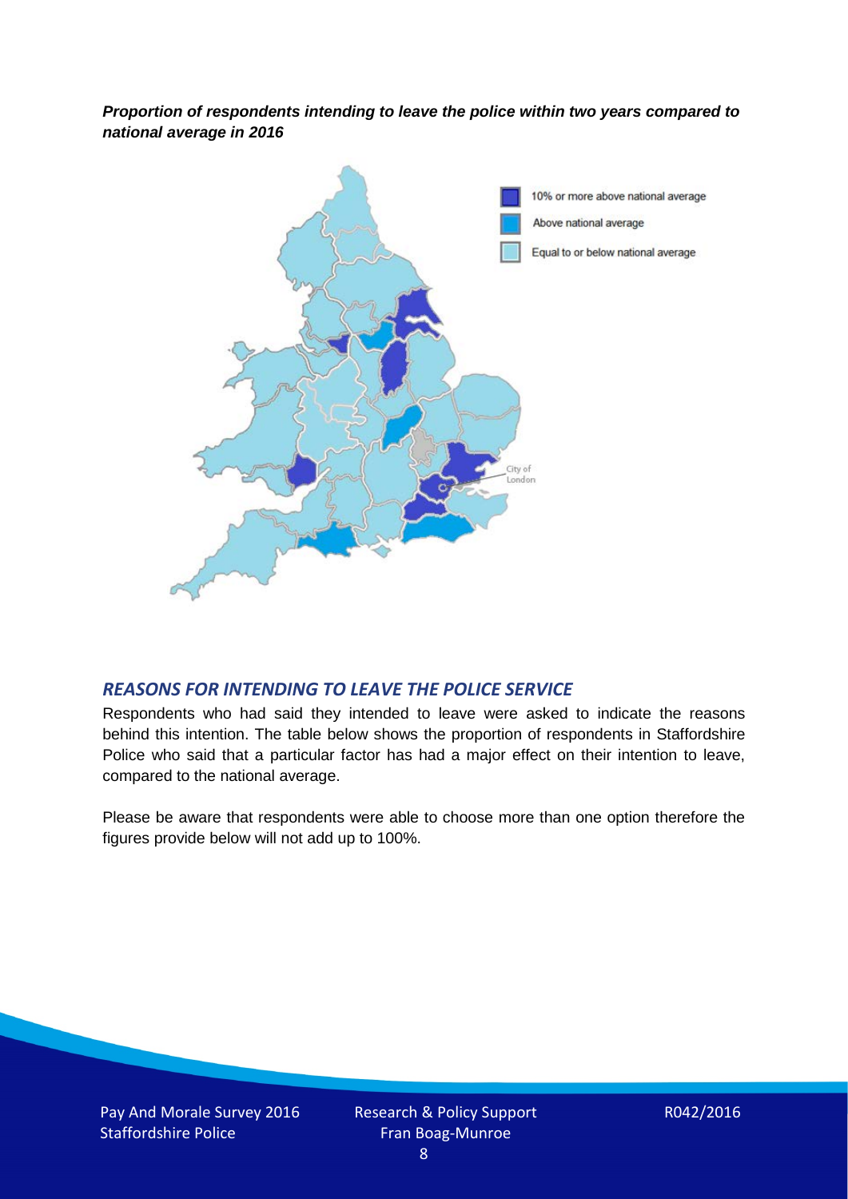***Proportion of respondents intending to leave the police within two years compared to national average in 2016***

10% or more above national average

Above national average

Equal to or below national average

City of London

## *REASONS FOR INTENDING TO LEAVE THE POLICE SERVICE*

Respondents who had said they intended to leave were asked to indicate the reasons behind this intention. The table below shows the proportion of respondents in Staffordshire Police who said that a particular factor has had a major effect on their intention to leave, compared to the national average.

Please be aware that respondents were able to choose more than one option therefore the figures provide below will not add up to 100%.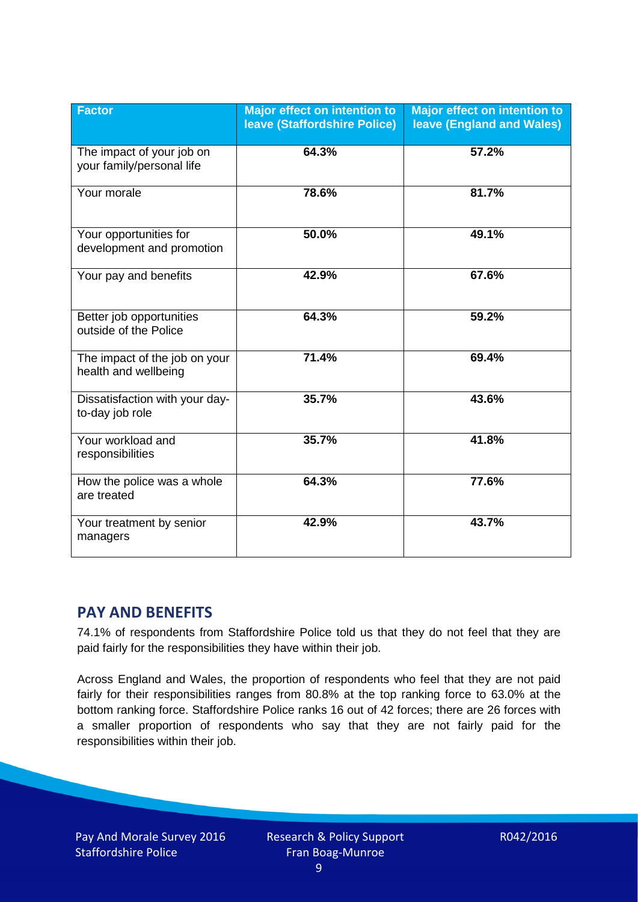| Factor | Major effect on intention to leave (Staffordshire Police) | Major effect on intention to leave (England and Wales) |
|---|---|---|
| The impact of your job on your family/personal life | 64.3% | 57.2% |
| Your morale | 78.6% | 81.7% |
| Your opportunities for development and promotion | 50.0% | 49.1% |
| Your pay and benefits | 42.9% | 67.6% |
| Better job opportunities outside of the Police | 64.3% | 59.2% |
| The impact of the job on your health and wellbeing | 71.4% | 69.4% |
| Dissatisfaction with your day-to-day job role | 35.7% | 43.6% |
| Your workload and responsibilities | 35.7% | 41.8% |
| How the police was a whole are treated | 64.3% | 77.6% |
| Your treatment by senior managers | 42.9% | 43.7% |

## PAY AND BENEFITS

74.1% of respondents from Staffordshire Police told us that they do not feel that they are paid fairly for the responsibilities they have within their job.

Across England and Wales, the proportion of respondents who feel that they are not paid fairly for their responsibilities ranges from 80.8% at the top ranking force to 63.0% at the bottom ranking force. Staffordshire Police ranks 16 out of 42 forces; there are 26 forces with a smaller proportion of respondents who say that they are not fairly paid for the responsibilities within their job.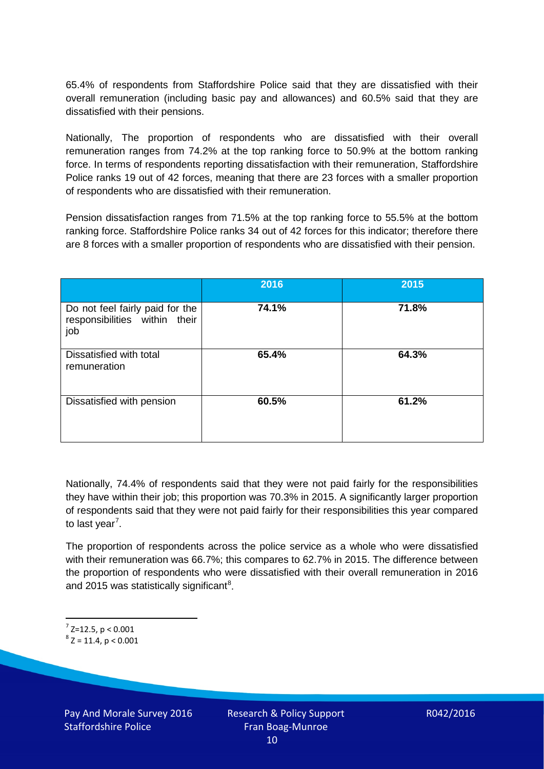65.4% of respondents from Staffordshire Police said that they are dissatisfied with their overall remuneration (including basic pay and allowances) and 60.5% said that they are dissatisfied with their pensions.

Nationally, The proportion of respondents who are dissatisfied with their overall remuneration ranges from 74.2% at the top ranking force to 50.9% at the bottom ranking force. In terms of respondents reporting dissatisfaction with their remuneration, Staffordshire Police ranks 19 out of 42 forces, meaning that there are 23 forces with a smaller proportion of respondents who are dissatisfied with their remuneration.

Pension dissatisfaction ranges from 71.5% at the top ranking force to 55.5% at the bottom ranking force. Staffordshire Police ranks 34 out of 42 forces for this indicator; therefore there are 8 forces with a smaller proportion of respondents who are dissatisfied with their pension.

| | 2016 | 2015 |
|---|---|---|
| Do not feel fairly paid for the responsibilities within their job | **74.1%** | **71.8%** |
| Dissatisfied with total remuneration | **65.4%** | **64.3%** |
| Dissatisfied with pension | **60.5%** | **61.2%** |

Nationally, 74.4% of respondents said that they were not paid fairly for the responsibilities they have within their job; this proportion was 70.3% in 2015. A significantly larger proportion of respondents said that they were not paid fairly for their responsibilities this year compared to last year[7].

The proportion of respondents across the police service as a whole who were dissatisfied with their remuneration was 66.7%; this compares to 62.7% in 2015. The difference between the proportion of respondents who were dissatisfied with their overall remuneration in 2016 and 2015 was statistically significant[8].

[7] $Z=12.5$, $p < 0.001$

[8] $Z = 11.4$, $p < 0.001$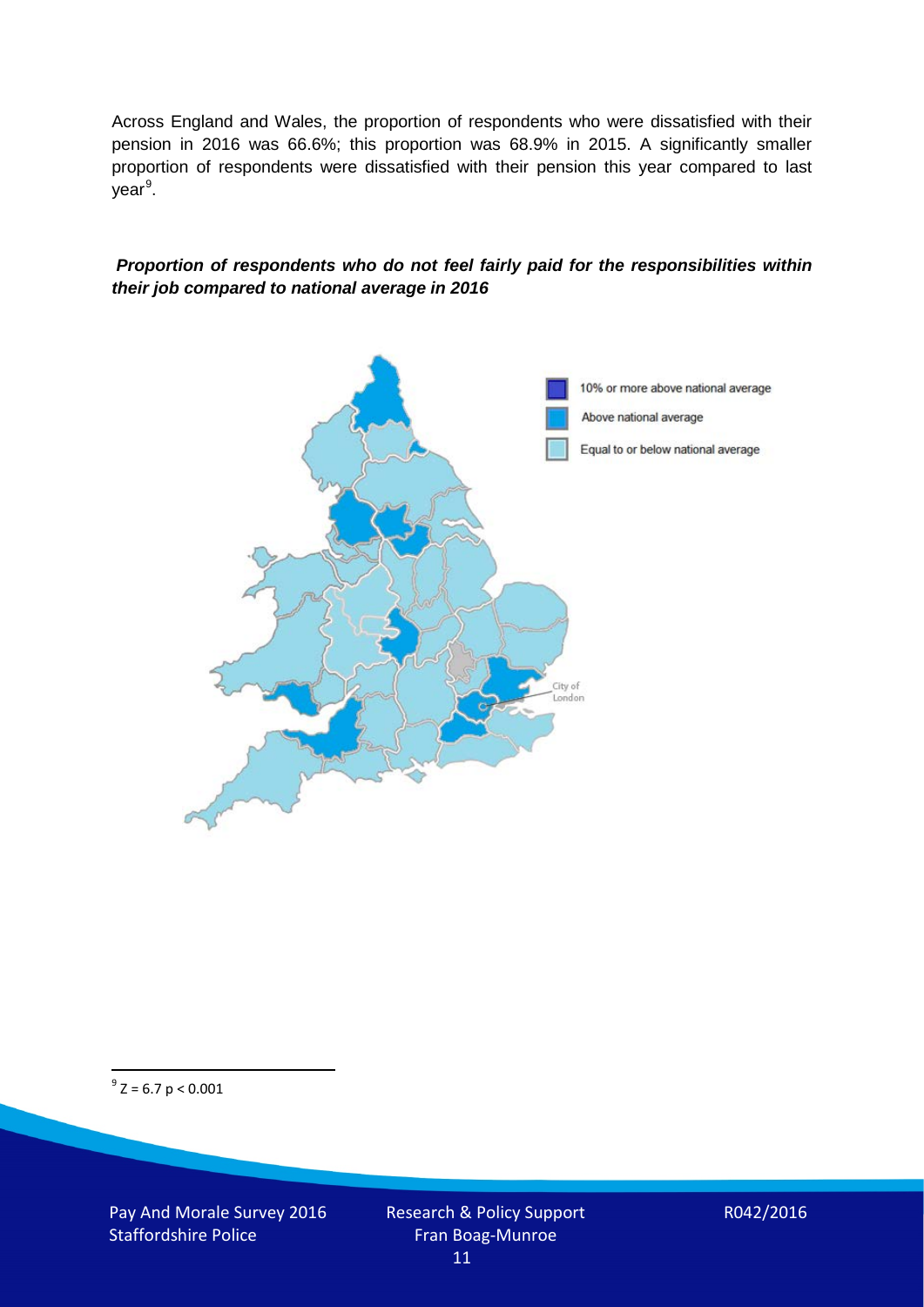Across England and Wales, the proportion of respondents who were dissatisfied with their pension in 2016 was 66.6%; this proportion was 68.9% in 2015. A significantly smaller proportion of respondents were dissatisfied with their pension this year compared to last year[9].

***Proportion of respondents who do not feel fairly paid for the responsibilities within their job compared to national average in 2016***

10% or more above national average

Above national average

Equal to or below national average

City of London

[9] $Z = 6.7$ $p < 0.001$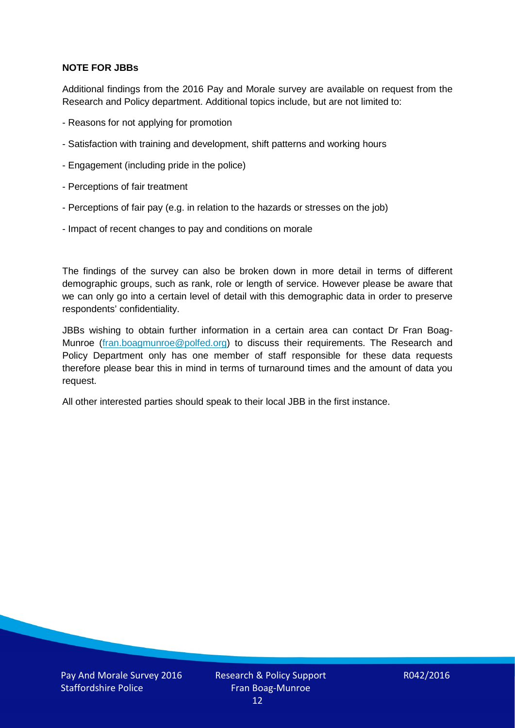**NOTE FOR JBBs**

Additional findings from the 2016 Pay and Morale survey are available on request from the Research and Policy department. Additional topics include, but are not limited to:

- Reasons for not applying for promotion
- Satisfaction with training and development, shift patterns and working hours
- Engagement (including pride in the police)
- Perceptions of fair treatment
- Perceptions of fair pay (e.g. in relation to the hazards or stresses on the job)
- Impact of recent changes to pay and conditions on morale

The findings of the survey can also be broken down in more detail in terms of different demographic groups, such as rank, role or length of service. However please be aware that we can only go into a certain level of detail with this demographic data in order to preserve respondents' confidentiality.

JBBs wishing to obtain further information in a certain area can contact Dr Fran Boag-Munroe (fran.boagmunroe@polfed.org) to discuss their requirements. The Research and Policy Department only has one member of staff responsible for these data requests therefore please bear this in mind in terms of turnaround times and the amount of data you request.

All other interested parties should speak to their local JBB in the first instance.